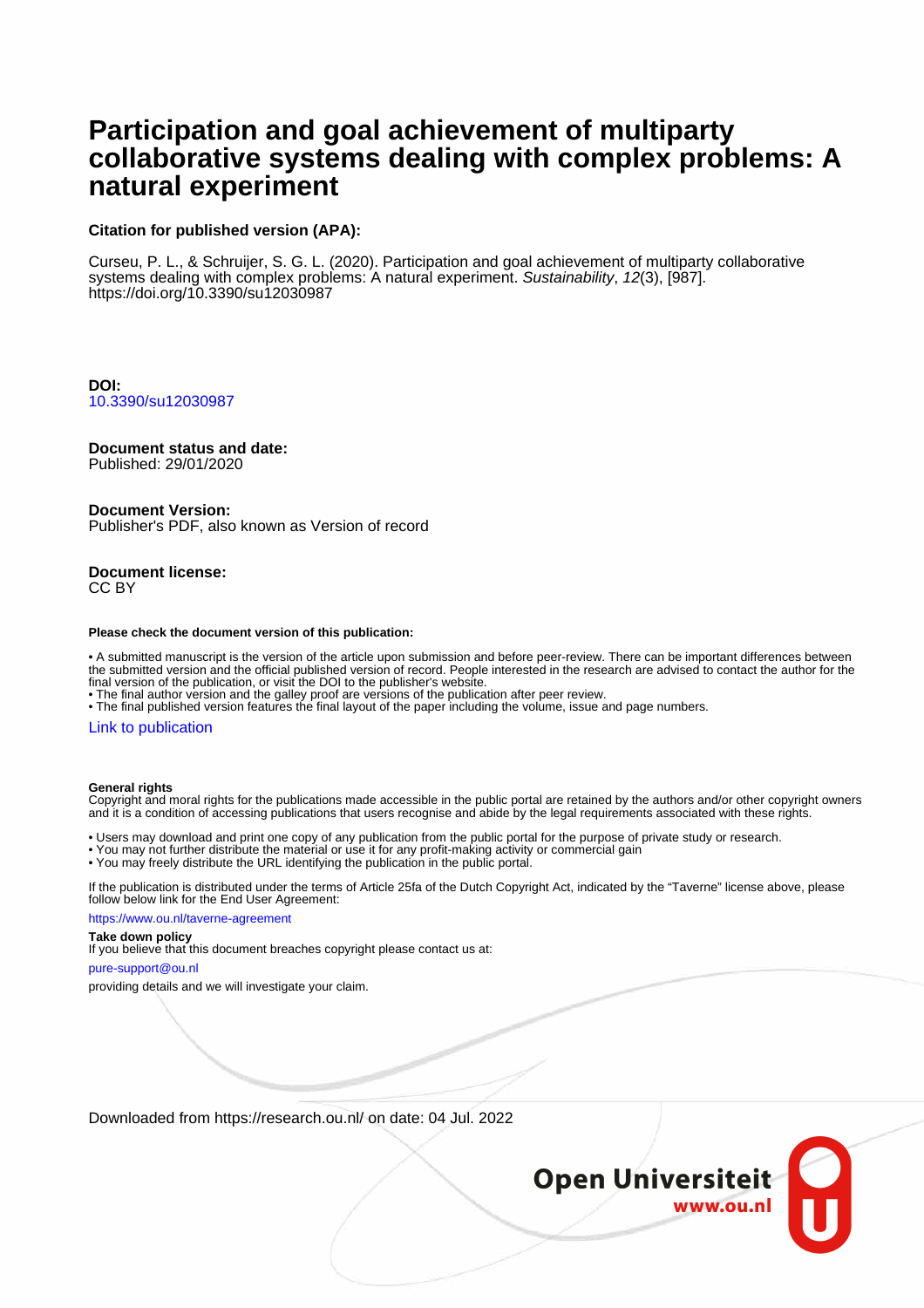# Participation and goal achievement of multiparty collaborative systems dealing with complex problems: A natural experiment

**Citation for published version (APA):**

Curseu, P. L., & Schruijer, S. G. L. (2020). Participation and goal achievement of multiparty collaborative systems dealing with complex problems: A natural experiment. *Sustainability*, *12*(3), [987]. https://doi.org/10.3390/su12030987

**DOI:**
10.3390/su12030987

**Document status and date:**
Published: 29/01/2020

**Document Version:**
Publisher's PDF, also known as Version of record

**Document license:**
CC BY

**Please check the document version of this publication:**

- A submitted manuscript is the version of the article upon submission and before peer-review. There can be important differences between the submitted version and the official published version of record. People interested in the research are advised to contact the author for the final version of the publication, or visit the DOI to the publisher's website.
- The final author version and the galley proof are versions of the publication after peer review.
- The final published version features the final layout of the paper including the volume, issue and page numbers.

Link to publication

**General rights**
Copyright and moral rights for the publications made accessible in the public portal are retained by the authors and/or other copyright owners and it is a condition of accessing publications that users recognise and abide by the legal requirements associated with these rights.

- Users may download and print one copy of any publication from the public portal for the purpose of private study or research.
- You may not further distribute the material or use it for any profit-making activity or commercial gain
- You may freely distribute the URL identifying the publication in the public portal.

If the publication is distributed under the terms of Article 25fa of the Dutch Copyright Act, indicated by the "Taverne" license above, please follow below link for the End User Agreement:

https://www.ou.nl/taverne-agreement

**Take down policy**
If you believe that this document breaches copyright please contact us at:

pure-support@ou.nl

providing details and we will investigate your claim.

Downloaded from https://research.ou.nl/ on date: 04 Jul. 2022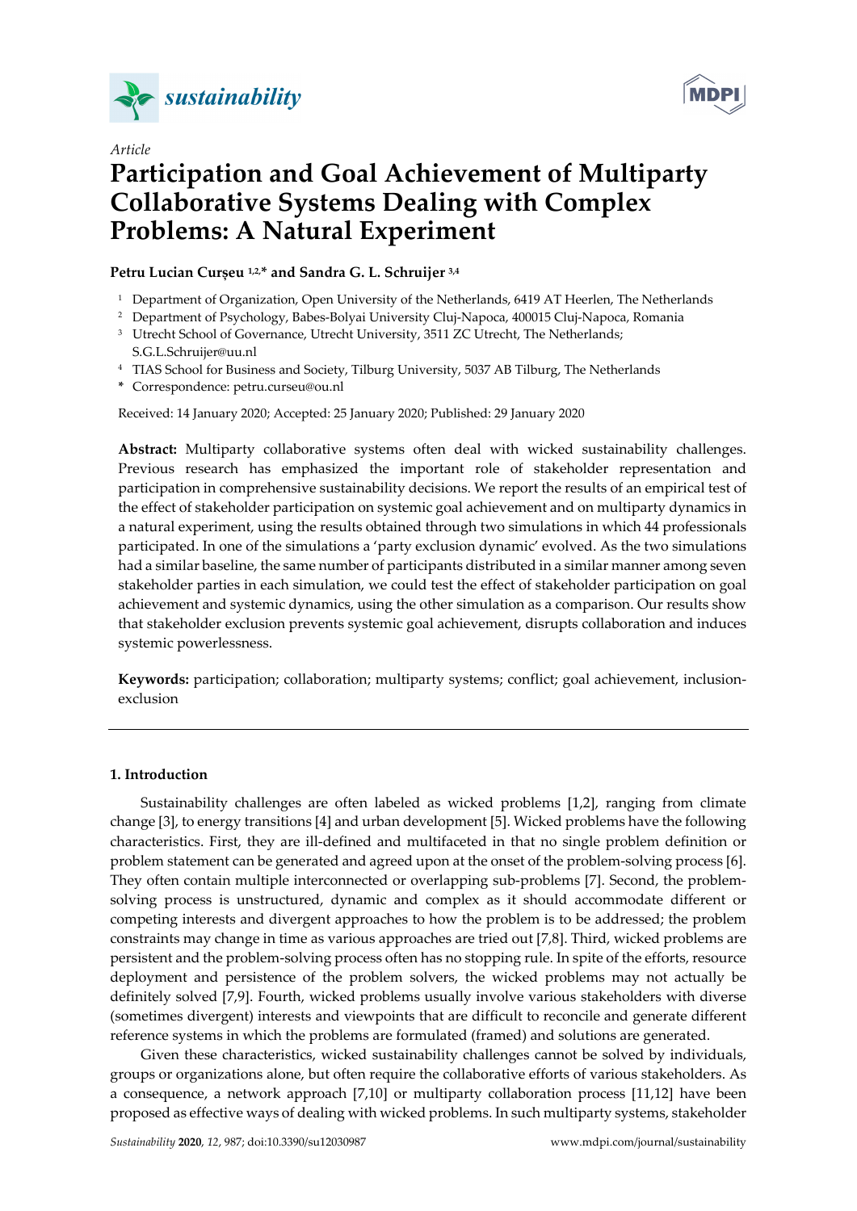*Article*

# Participation and Goal Achievement of Multiparty Collaborative Systems Dealing with Complex Problems: A Natural Experiment

**Petru Lucian Curşeu [1,2,*] and Sandra G. L. Schruijer [3,4]**

[1] Department of Organization, Open University of the Netherlands, 6419 AT Heerlen, The Netherlands
[2] Department of Psychology, Babes-Bolyai University Cluj-Napoca, 400015 Cluj-Napoca, Romania
[3] Utrecht School of Governance, Utrecht University, 3511 ZC Utrecht, The Netherlands; S.G.L.Schruijer@uu.nl
[4] TIAS School for Business and Society, Tilburg University, 5037 AB Tilburg, The Netherlands
\* Correspondence: petru.curseu@ou.nl

Received: 14 January 2020; Accepted: 25 January 2020; Published: 29 January 2020

**Abstract:** Multiparty collaborative systems often deal with wicked sustainability challenges. Previous research has emphasized the important role of stakeholder representation and participation in comprehensive sustainability decisions. We report the results of an empirical test of the effect of stakeholder participation on systemic goal achievement and on multiparty dynamics in a natural experiment, using the results obtained through two simulations in which 44 professionals participated. In one of the simulations a 'party exclusion dynamic' evolved. As the two simulations had a similar baseline, the same number of participants distributed in a similar manner among seven stakeholder parties in each simulation, we could test the effect of stakeholder participation on goal achievement and systemic dynamics, using the other simulation as a comparison. Our results show that stakeholder exclusion prevents systemic goal achievement, disrupts collaboration and induces systemic powerlessness.

**Keywords:** participation; collaboration; multiparty systems; conflict; goal achievement, inclusion-exclusion

## 1. Introduction

Sustainability challenges are often labeled as wicked problems [1,2], ranging from climate change [3], to energy transitions [4] and urban development [5]. Wicked problems have the following characteristics. First, they are ill-defined and multifaceted in that no single problem definition or problem statement can be generated and agreed upon at the onset of the problem-solving process [6]. They often contain multiple interconnected or overlapping sub-problems [7]. Second, the problem-solving process is unstructured, dynamic and complex as it should accommodate different or competing interests and divergent approaches to how the problem is to be addressed; the problem constraints may change in time as various approaches are tried out [7,8]. Third, wicked problems are persistent and the problem-solving process often has no stopping rule. In spite of the efforts, resource deployment and persistence of the problem solvers, the wicked problems may not actually be definitely solved [7,9]. Fourth, wicked problems usually involve various stakeholders with diverse (sometimes divergent) interests and viewpoints that are difficult to reconcile and generate different reference systems in which the problems are formulated (framed) and solutions are generated.

Given these characteristics, wicked sustainability challenges cannot be solved by individuals, groups or organizations alone, but often require the collaborative efforts of various stakeholders. As a consequence, a network approach [7,10] or multiparty collaboration process [11,12] have been proposed as effective ways of dealing with wicked problems. In such multiparty systems, stakeholder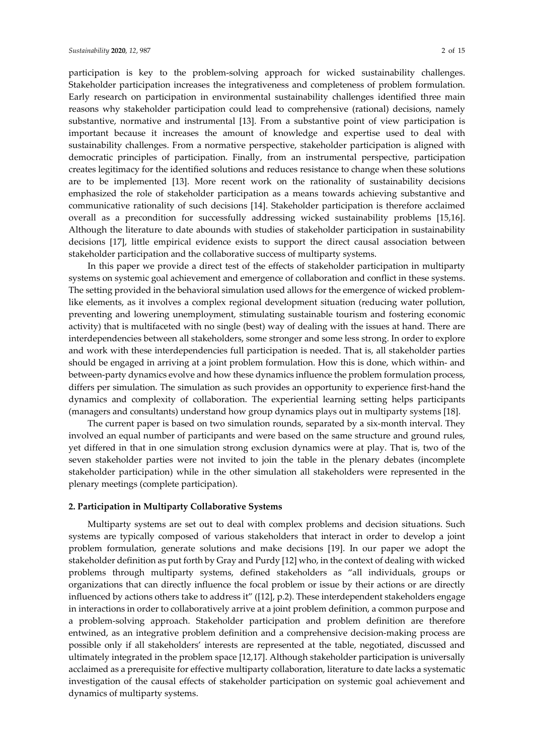participation is key to the problem-solving approach for wicked sustainability challenges. Stakeholder participation increases the integrativeness and completeness of problem formulation. Early research on participation in environmental sustainability challenges identified three main reasons why stakeholder participation could lead to comprehensive (rational) decisions, namely substantive, normative and instrumental [13]. From a substantive point of view participation is important because it increases the amount of knowledge and expertise used to deal with sustainability challenges. From a normative perspective, stakeholder participation is aligned with democratic principles of participation. Finally, from an instrumental perspective, participation creates legitimacy for the identified solutions and reduces resistance to change when these solutions are to be implemented [13]. More recent work on the rationality of sustainability decisions emphasized the role of stakeholder participation as a means towards achieving substantive and communicative rationality of such decisions [14]. Stakeholder participation is therefore acclaimed overall as a precondition for successfully addressing wicked sustainability problems [15,16]. Although the literature to date abounds with studies of stakeholder participation in sustainability decisions [17], little empirical evidence exists to support the direct causal association between stakeholder participation and the collaborative success of multiparty systems.

In this paper we provide a direct test of the effects of stakeholder participation in multiparty systems on systemic goal achievement and emergence of collaboration and conflict in these systems. The setting provided in the behavioral simulation used allows for the emergence of wicked problem-like elements, as it involves a complex regional development situation (reducing water pollution, preventing and lowering unemployment, stimulating sustainable tourism and fostering economic activity) that is multifaceted with no single (best) way of dealing with the issues at hand. There are interdependencies between all stakeholders, some stronger and some less strong. In order to explore and work with these interdependencies full participation is needed. That is, all stakeholder parties should be engaged in arriving at a joint problem formulation. How this is done, which within- and between-party dynamics evolve and how these dynamics influence the problem formulation process, differs per simulation. The simulation as such provides an opportunity to experience first-hand the dynamics and complexity of collaboration. The experiential learning setting helps participants (managers and consultants) understand how group dynamics plays out in multiparty systems [18].

The current paper is based on two simulation rounds, separated by a six-month interval. They involved an equal number of participants and were based on the same structure and ground rules, yet differed in that in one simulation strong exclusion dynamics were at play. That is, two of the seven stakeholder parties were not invited to join the table in the plenary debates (incomplete stakeholder participation) while in the other simulation all stakeholders were represented in the plenary meetings (complete participation).

## 2. Participation in Multiparty Collaborative Systems

Multiparty systems are set out to deal with complex problems and decision situations. Such systems are typically composed of various stakeholders that interact in order to develop a joint problem formulation, generate solutions and make decisions [19]. In our paper we adopt the stakeholder definition as put forth by Gray and Purdy [12] who, in the context of dealing with wicked problems through multiparty systems, defined stakeholders as "all individuals, groups or organizations that can directly influence the focal problem or issue by their actions or are directly influenced by actions others take to address it" ([12], p.2). These interdependent stakeholders engage in interactions in order to collaboratively arrive at a joint problem definition, a common purpose and a problem-solving approach. Stakeholder participation and problem definition are therefore entwined, as an integrative problem definition and a comprehensive decision-making process are possible only if all stakeholders' interests are represented at the table, negotiated, discussed and ultimately integrated in the problem space [12,17]. Although stakeholder participation is universally acclaimed as a prerequisite for effective multiparty collaboration, literature to date lacks a systematic investigation of the causal effects of stakeholder participation on systemic goal achievement and dynamics of multiparty systems.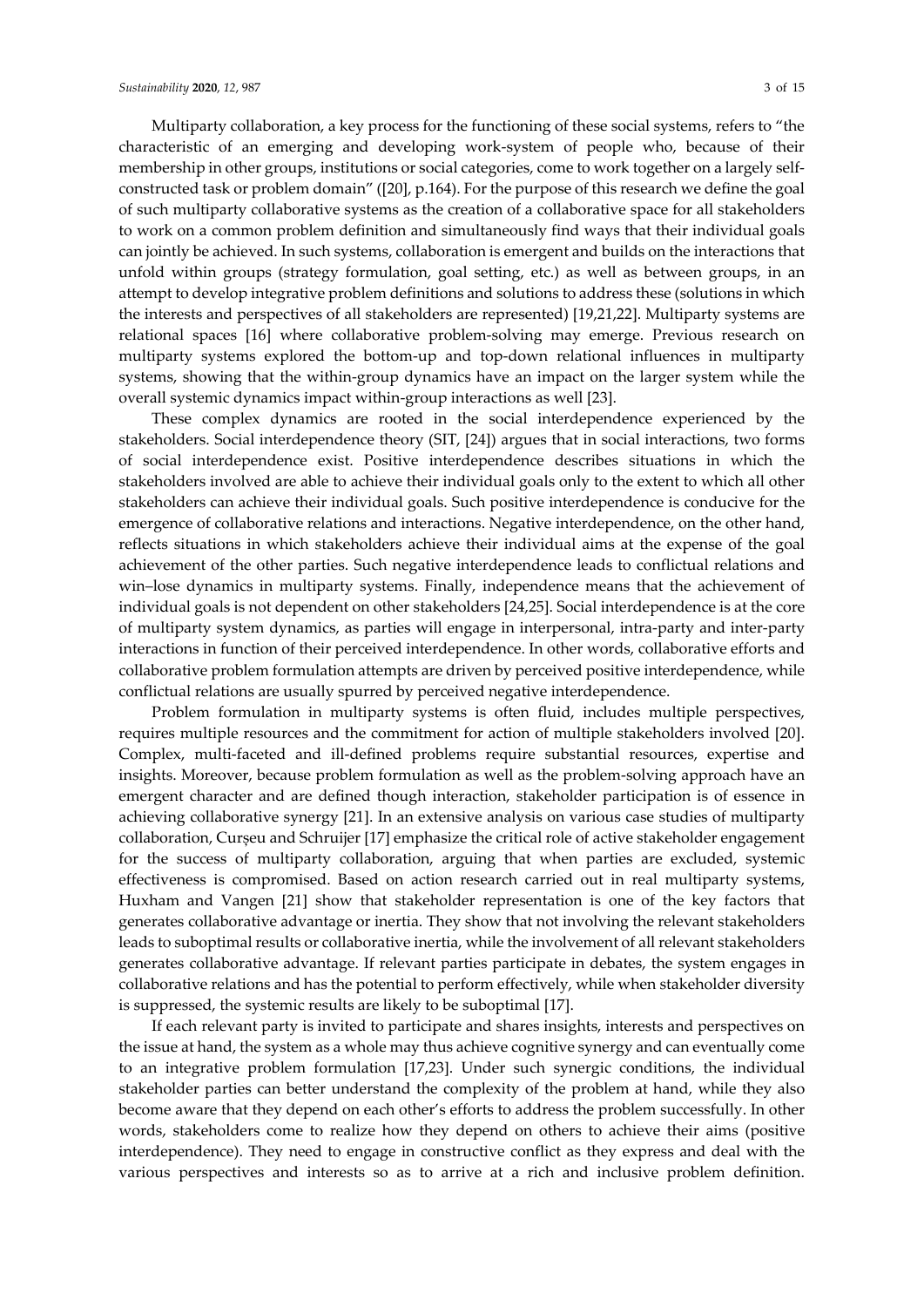Multiparty collaboration, a key process for the functioning of these social systems, refers to "the characteristic of an emerging and developing work-system of people who, because of their membership in other groups, institutions or social categories, come to work together on a largely self-constructed task or problem domain" ([20], p.164). For the purpose of this research we define the goal of such multiparty collaborative systems as the creation of a collaborative space for all stakeholders to work on a common problem definition and simultaneously find ways that their individual goals can jointly be achieved. In such systems, collaboration is emergent and builds on the interactions that unfold within groups (strategy formulation, goal setting, etc.) as well as between groups, in an attempt to develop integrative problem definitions and solutions to address these (solutions in which the interests and perspectives of all stakeholders are represented) [19,21,22]. Multiparty systems are relational spaces [16] where collaborative problem-solving may emerge. Previous research on multiparty systems explored the bottom-up and top-down relational influences in multiparty systems, showing that the within-group dynamics have an impact on the larger system while the overall systemic dynamics impact within-group interactions as well [23].

These complex dynamics are rooted in the social interdependence experienced by the stakeholders. Social interdependence theory (SIT, [24]) argues that in social interactions, two forms of social interdependence exist. Positive interdependence describes situations in which the stakeholders involved are able to achieve their individual goals only to the extent to which all other stakeholders can achieve their individual goals. Such positive interdependence is conducive for the emergence of collaborative relations and interactions. Negative interdependence, on the other hand, reflects situations in which stakeholders achieve their individual aims at the expense of the goal achievement of the other parties. Such negative interdependence leads to conflictual relations and win–lose dynamics in multiparty systems. Finally, independence means that the achievement of individual goals is not dependent on other stakeholders [24,25]. Social interdependence is at the core of multiparty system dynamics, as parties will engage in interpersonal, intra-party and inter-party interactions in function of their perceived interdependence. In other words, collaborative efforts and collaborative problem formulation attempts are driven by perceived positive interdependence, while conflictual relations are usually spurred by perceived negative interdependence.

Problem formulation in multiparty systems is often fluid, includes multiple perspectives, requires multiple resources and the commitment for action of multiple stakeholders involved [20]. Complex, multi-faceted and ill-defined problems require substantial resources, expertise and insights. Moreover, because problem formulation as well as the problem-solving approach have an emergent character and are defined though interaction, stakeholder participation is of essence in achieving collaborative synergy [21]. In an extensive analysis on various case studies of multiparty collaboration, Curșeu and Schruijer [17] emphasize the critical role of active stakeholder engagement for the success of multiparty collaboration, arguing that when parties are excluded, systemic effectiveness is compromised. Based on action research carried out in real multiparty systems, Huxham and Vangen [21] show that stakeholder representation is one of the key factors that generates collaborative advantage or inertia. They show that not involving the relevant stakeholders leads to suboptimal results or collaborative inertia, while the involvement of all relevant stakeholders generates collaborative advantage. If relevant parties participate in debates, the system engages in collaborative relations and has the potential to perform effectively, while when stakeholder diversity is suppressed, the systemic results are likely to be suboptimal [17].

If each relevant party is invited to participate and shares insights, interests and perspectives on the issue at hand, the system as a whole may thus achieve cognitive synergy and can eventually come to an integrative problem formulation [17,23]. Under such synergic conditions, the individual stakeholder parties can better understand the complexity of the problem at hand, while they also become aware that they depend on each other's efforts to address the problem successfully. In other words, stakeholders come to realize how they depend on others to achieve their aims (positive interdependence). They need to engage in constructive conflict as they express and deal with the various perspectives and interests so as to arrive at a rich and inclusive problem definition.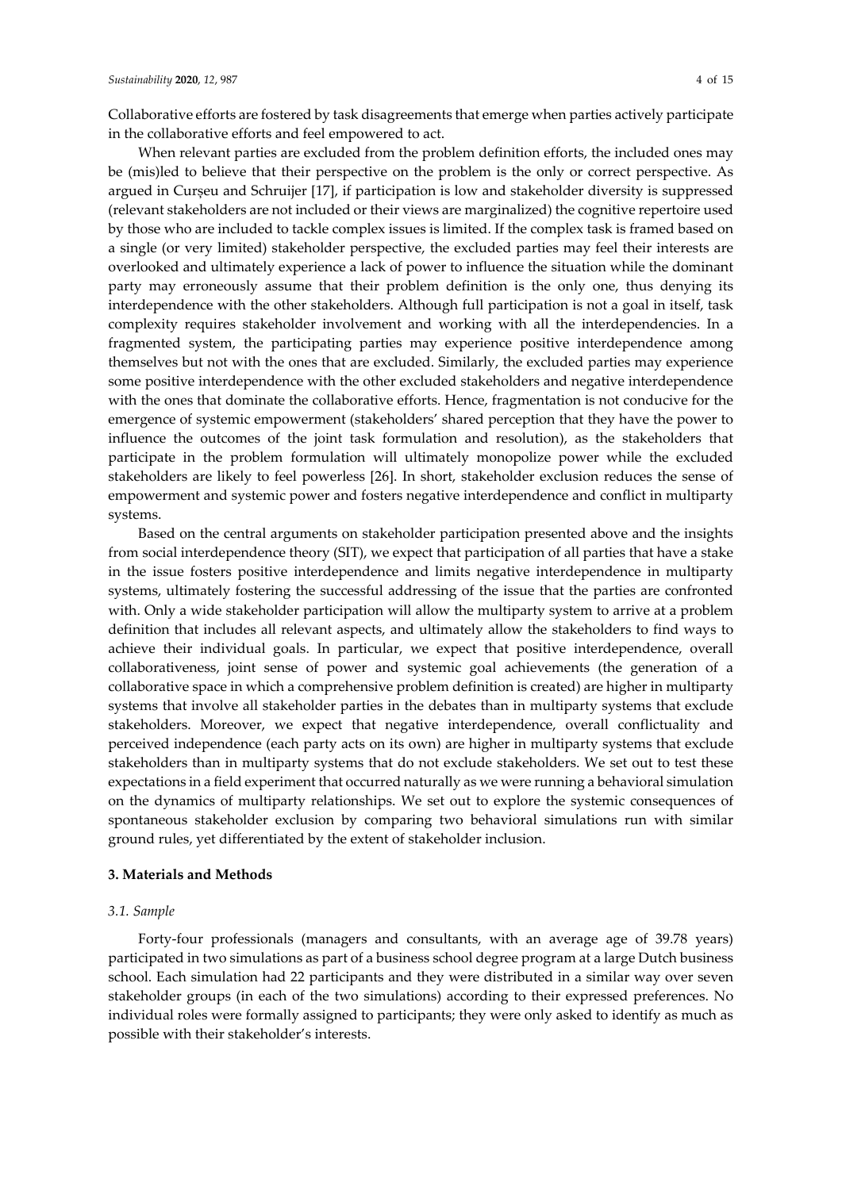Collaborative efforts are fostered by task disagreements that emerge when parties actively participate in the collaborative efforts and feel empowered to act.

When relevant parties are excluded from the problem definition efforts, the included ones may be (mis)led to believe that their perspective on the problem is the only or correct perspective. As argued in Curșeu and Schruijer [17], if participation is low and stakeholder diversity is suppressed (relevant stakeholders are not included or their views are marginalized) the cognitive repertoire used by those who are included to tackle complex issues is limited. If the complex task is framed based on a single (or very limited) stakeholder perspective, the excluded parties may feel their interests are overlooked and ultimately experience a lack of power to influence the situation while the dominant party may erroneously assume that their problem definition is the only one, thus denying its interdependence with the other stakeholders. Although full participation is not a goal in itself, task complexity requires stakeholder involvement and working with all the interdependencies. In a fragmented system, the participating parties may experience positive interdependence among themselves but not with the ones that are excluded. Similarly, the excluded parties may experience some positive interdependence with the other excluded stakeholders and negative interdependence with the ones that dominate the collaborative efforts. Hence, fragmentation is not conducive for the emergence of systemic empowerment (stakeholders' shared perception that they have the power to influence the outcomes of the joint task formulation and resolution), as the stakeholders that participate in the problem formulation will ultimately monopolize power while the excluded stakeholders are likely to feel powerless [26]. In short, stakeholder exclusion reduces the sense of empowerment and systemic power and fosters negative interdependence and conflict in multiparty systems.

Based on the central arguments on stakeholder participation presented above and the insights from social interdependence theory (SIT), we expect that participation of all parties that have a stake in the issue fosters positive interdependence and limits negative interdependence in multiparty systems, ultimately fostering the successful addressing of the issue that the parties are confronted with. Only a wide stakeholder participation will allow the multiparty system to arrive at a problem definition that includes all relevant aspects, and ultimately allow the stakeholders to find ways to achieve their individual goals. In particular, we expect that positive interdependence, overall collaborativeness, joint sense of power and systemic goal achievements (the generation of a collaborative space in which a comprehensive problem definition is created) are higher in multiparty systems that involve all stakeholder parties in the debates than in multiparty systems that exclude stakeholders. Moreover, we expect that negative interdependence, overall conflictuality and perceived independence (each party acts on its own) are higher in multiparty systems that exclude stakeholders than in multiparty systems that do not exclude stakeholders. We set out to test these expectations in a field experiment that occurred naturally as we were running a behavioral simulation on the dynamics of multiparty relationships. We set out to explore the systemic consequences of spontaneous stakeholder exclusion by comparing two behavioral simulations run with similar ground rules, yet differentiated by the extent of stakeholder inclusion.

## 3. Materials and Methods

### *3.1. Sample*

Forty-four professionals (managers and consultants, with an average age of 39.78 years) participated in two simulations as part of a business school degree program at a large Dutch business school. Each simulation had 22 participants and they were distributed in a similar way over seven stakeholder groups (in each of the two simulations) according to their expressed preferences. No individual roles were formally assigned to participants; they were only asked to identify as much as possible with their stakeholder's interests.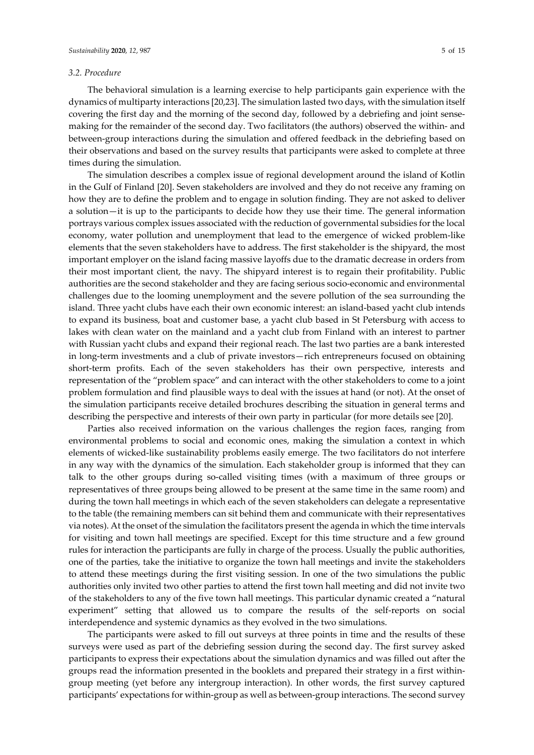### 3.2. Procedure

The behavioral simulation is a learning exercise to help participants gain experience with the dynamics of multiparty interactions [20,23]. The simulation lasted two days, with the simulation itself covering the first day and the morning of the second day, followed by a debriefing and joint sense-making for the remainder of the second day. Two facilitators (the authors) observed the within- and between-group interactions during the simulation and offered feedback in the debriefing based on their observations and based on the survey results that participants were asked to complete at three times during the simulation.

The simulation describes a complex issue of regional development around the island of Kotlin in the Gulf of Finland [20]. Seven stakeholders are involved and they do not receive any framing on how they are to define the problem and to engage in solution finding. They are not asked to deliver a solution—it is up to the participants to decide how they use their time. The general information portrays various complex issues associated with the reduction of governmental subsidies for the local economy, water pollution and unemployment that lead to the emergence of wicked problem-like elements that the seven stakeholders have to address. The first stakeholder is the shipyard, the most important employer on the island facing massive layoffs due to the dramatic decrease in orders from their most important client, the navy. The shipyard interest is to regain their profitability. Public authorities are the second stakeholder and they are facing serious socio-economic and environmental challenges due to the looming unemployment and the severe pollution of the sea surrounding the island. Three yacht clubs have each their own economic interest: an island-based yacht club intends to expand its business, boat and customer base, a yacht club based in St Petersburg with access to lakes with clean water on the mainland and a yacht club from Finland with an interest to partner with Russian yacht clubs and expand their regional reach. The last two parties are a bank interested in long-term investments and a club of private investors—rich entrepreneurs focused on obtaining short-term profits. Each of the seven stakeholders has their own perspective, interests and representation of the "problem space" and can interact with the other stakeholders to come to a joint problem formulation and find plausible ways to deal with the issues at hand (or not). At the onset of the simulation participants receive detailed brochures describing the situation in general terms and describing the perspective and interests of their own party in particular (for more details see [20].

Parties also received information on the various challenges the region faces, ranging from environmental problems to social and economic ones, making the simulation a context in which elements of wicked-like sustainability problems easily emerge. The two facilitators do not interfere in any way with the dynamics of the simulation. Each stakeholder group is informed that they can talk to the other groups during so-called visiting times (with a maximum of three groups or representatives of three groups being allowed to be present at the same time in the same room) and during the town hall meetings in which each of the seven stakeholders can delegate a representative to the table (the remaining members can sit behind them and communicate with their representatives via notes). At the onset of the simulation the facilitators present the agenda in which the time intervals for visiting and town hall meetings are specified. Except for this time structure and a few ground rules for interaction the participants are fully in charge of the process. Usually the public authorities, one of the parties, take the initiative to organize the town hall meetings and invite the stakeholders to attend these meetings during the first visiting session. In one of the two simulations the public authorities only invited two other parties to attend the first town hall meeting and did not invite two of the stakeholders to any of the five town hall meetings. This particular dynamic created a "natural experiment" setting that allowed us to compare the results of the self-reports on social interdependence and systemic dynamics as they evolved in the two simulations.

The participants were asked to fill out surveys at three points in time and the results of these surveys were used as part of the debriefing session during the second day. The first survey asked participants to express their expectations about the simulation dynamics and was filled out after the groups read the information presented in the booklets and prepared their strategy in a first within-group meeting (yet before any intergroup interaction). In other words, the first survey captured participants' expectations for within-group as well as between-group interactions. The second survey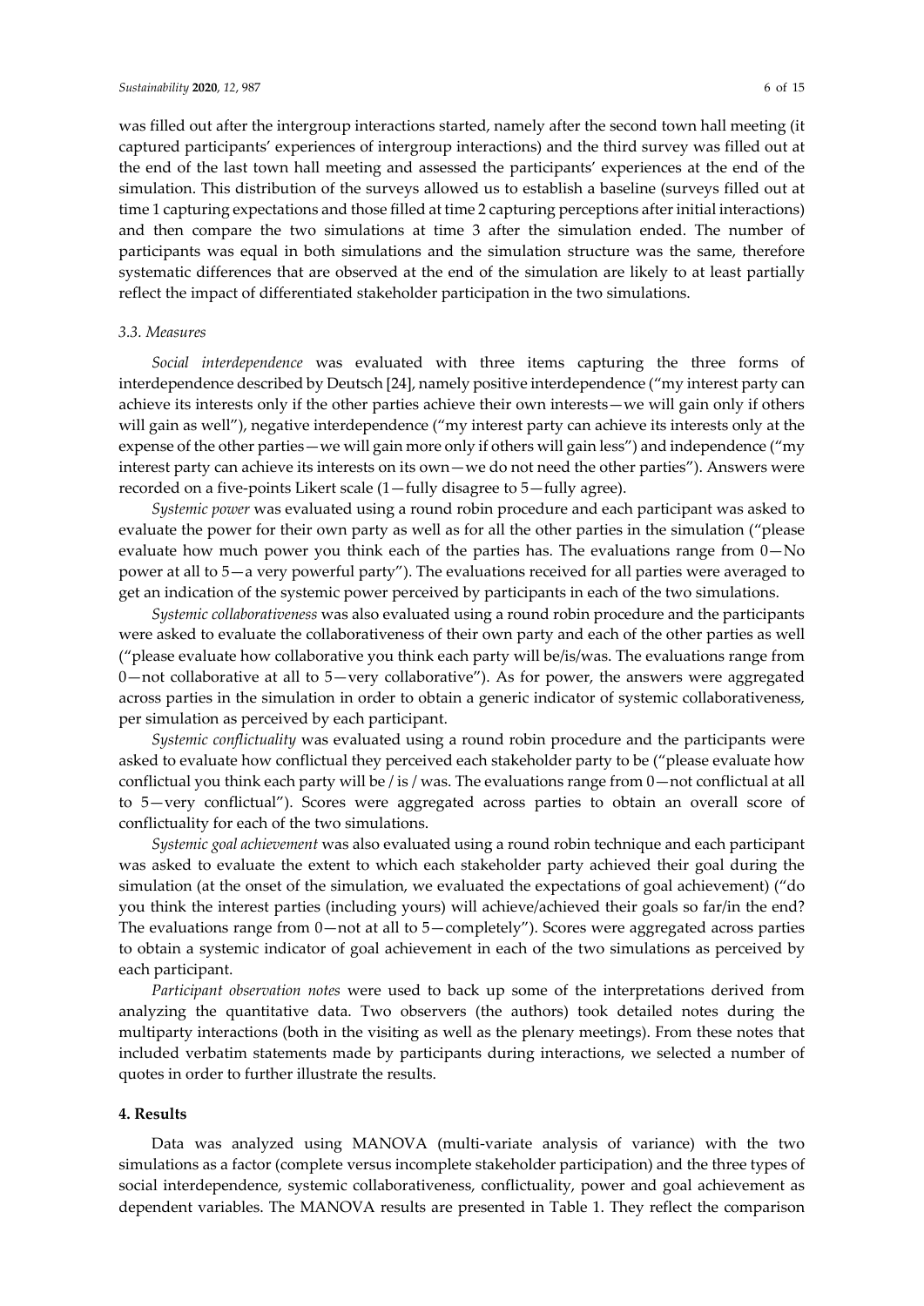was filled out after the intergroup interactions started, namely after the second town hall meeting (it captured participants' experiences of intergroup interactions) and the third survey was filled out at the end of the last town hall meeting and assessed the participants' experiences at the end of the simulation. This distribution of the surveys allowed us to establish a baseline (surveys filled out at time 1 capturing expectations and those filled at time 2 capturing perceptions after initial interactions) and then compare the two simulations at time 3 after the simulation ended. The number of participants was equal in both simulations and the simulation structure was the same, therefore systematic differences that are observed at the end of the simulation are likely to at least partially reflect the impact of differentiated stakeholder participation in the two simulations.

### 3.3. Measures

*Social interdependence* was evaluated with three items capturing the three forms of interdependence described by Deutsch [24], namely positive interdependence ("my interest party can achieve its interests only if the other parties achieve their own interests—we will gain only if others will gain as well"), negative interdependence ("my interest party can achieve its interests only at the expense of the other parties—we will gain more only if others will gain less") and independence ("my interest party can achieve its interests on its own—we do not need the other parties"). Answers were recorded on a five-points Likert scale (1—fully disagree to 5—fully agree).

*Systemic power* was evaluated using a round robin procedure and each participant was asked to evaluate the power for their own party as well as for all the other parties in the simulation ("please evaluate how much power you think each of the parties has. The evaluations range from 0—No power at all to 5—a very powerful party"). The evaluations received for all parties were averaged to get an indication of the systemic power perceived by participants in each of the two simulations.

*Systemic collaborativeness* was also evaluated using a round robin procedure and the participants were asked to evaluate the collaborativeness of their own party and each of the other parties as well ("please evaluate how collaborative you think each party will be/is/was. The evaluations range from 0—not collaborative at all to 5—very collaborative"). As for power, the answers were aggregated across parties in the simulation in order to obtain a generic indicator of systemic collaborativeness, per simulation as perceived by each participant.

*Systemic conflictuality* was evaluated using a round robin procedure and the participants were asked to evaluate how conflictual they perceived each stakeholder party to be ("please evaluate how conflictual you think each party will be / is / was. The evaluations range from 0—not conflictual at all to 5—very conflictual"). Scores were aggregated across parties to obtain an overall score of conflictuality for each of the two simulations.

*Systemic goal achievement* was also evaluated using a round robin technique and each participant was asked to evaluate the extent to which each stakeholder party achieved their goal during the simulation (at the onset of the simulation, we evaluated the expectations of goal achievement) ("do you think the interest parties (including yours) will achieve/achieved their goals so far/in the end? The evaluations range from 0—not at all to 5—completely"). Scores were aggregated across parties to obtain a systemic indicator of goal achievement in each of the two simulations as perceived by each participant.

*Participant observation notes* were used to back up some of the interpretations derived from analyzing the quantitative data. Two observers (the authors) took detailed notes during the multiparty interactions (both in the visiting as well as the plenary meetings). From these notes that included verbatim statements made by participants during interactions, we selected a number of quotes in order to further illustrate the results.

## 4. Results

Data was analyzed using MANOVA (multi-variate analysis of variance) with the two simulations as a factor (complete versus incomplete stakeholder participation) and the three types of social interdependence, systemic collaborativeness, conflictuality, power and goal achievement as dependent variables. The MANOVA results are presented in Table 1. They reflect the comparison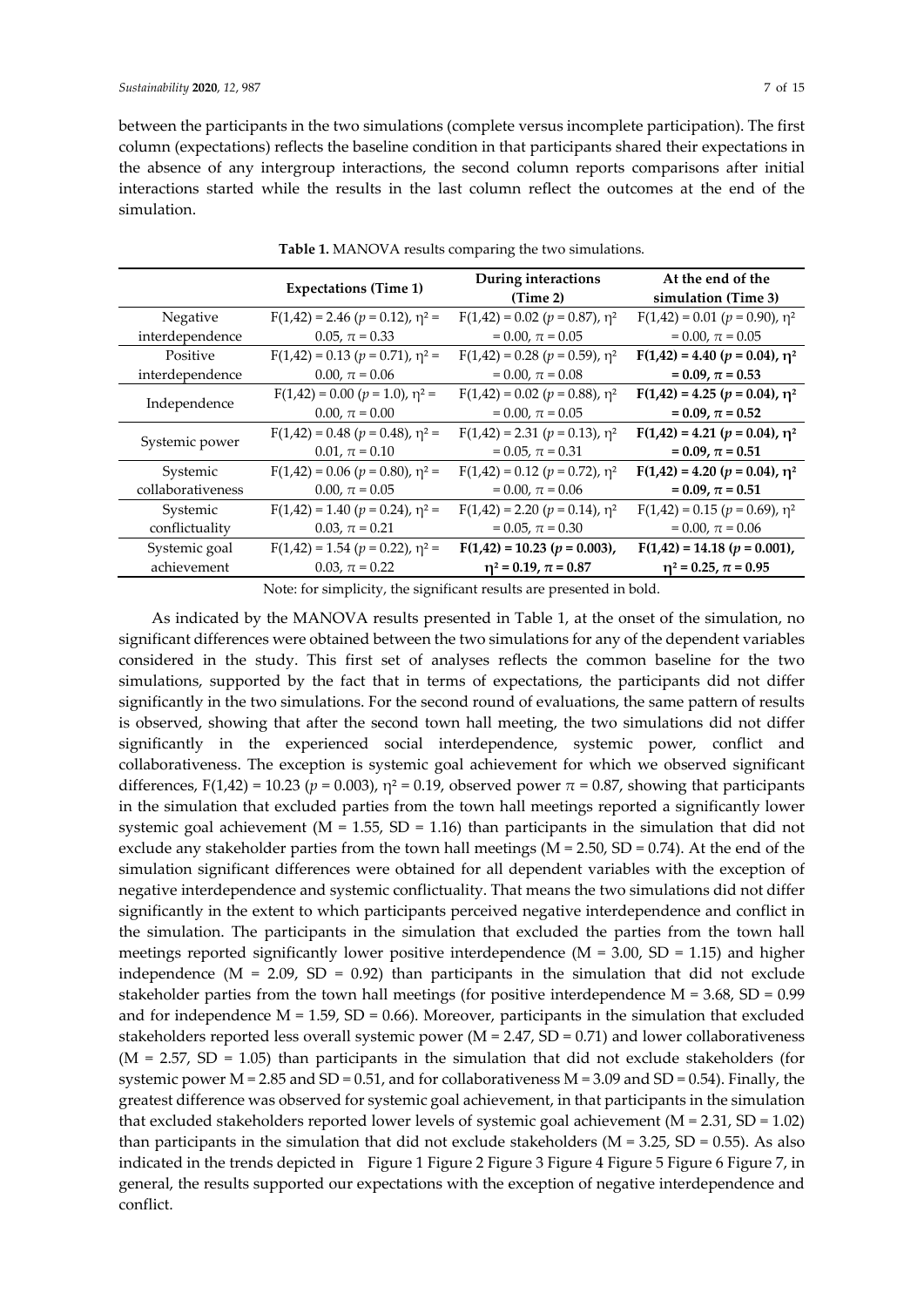between the participants in the two simulations (complete versus incomplete participation). The first column (expectations) reflects the baseline condition in that participants shared their expectations in the absence of any intergroup interactions, the second column reports comparisons after initial interactions started while the results in the last column reflect the outcomes at the end of the simulation.

**Table 1.** MANOVA results comparing the two simulations.

| | Expectations (Time 1) | During interactions (Time 2) | At the end of the simulation (Time 3) |
|---|---|---|---|
| Negative interdependence | $F(1,42) = 2.46$ ($p = 0.12$), $\eta^2 = 0.05$, $\pi = 0.33$ | $F(1,42) = 0.02$ ($p = 0.87$), $\eta^2 = 0.00$, $\pi = 0.05$ | $F(1,42) = 0.01$ ($p = 0.90$), $\eta^2 = 0.00$, $\pi = 0.05$ |
| Positive interdependence | $F(1,42) = 0.13$ ($p = 0.71$), $\eta^2 = 0.00$, $\pi = 0.06$ | $F(1,42) = 0.28$ ($p = 0.59$), $\eta^2 = 0.00$, $\pi = 0.08$ | **$F(1,42) = 4.40$ ($p = 0.04$), $\eta^2 = 0.09$, $\pi = 0.53$** |
| Independence | $F(1,42) = 0.00$ ($p = 1.0$), $\eta^2 = 0.00$, $\pi = 0.00$ | $F(1,42) = 0.02$ ($p = 0.88$), $\eta^2 = 0.00$, $\pi = 0.05$ | **$F(1,42) = 4.25$ ($p = 0.04$), $\eta^2 = 0.09$, $\pi = 0.52$** |
| Systemic power | $F(1,42) = 0.48$ ($p = 0.48$), $\eta^2 = 0.01$, $\pi = 0.10$ | $F(1,42) = 2.31$ ($p = 0.13$), $\eta^2 = 0.05$, $\pi = 0.31$ | **$F(1,42) = 4.21$ ($p = 0.04$), $\eta^2 = 0.09$, $\pi = 0.51$** |
| Systemic collaborativeness | $F(1,42) = 0.06$ ($p = 0.80$), $\eta^2 = 0.00$, $\pi = 0.05$ | $F(1,42) = 0.12$ ($p = 0.72$), $\eta^2 = 0.00$, $\pi = 0.06$ | **$F(1,42) = 4.20$ ($p = 0.04$), $\eta^2 = 0.09$, $\pi = 0.51$** |
| Systemic conflictuality | $F(1,42) = 1.40$ ($p = 0.24$), $\eta^2 = 0.03$, $\pi = 0.21$ | $F(1,42) = 2.20$ ($p = 0.14$), $\eta^2 = 0.05$, $\pi = 0.30$ | $F(1,42) = 0.15$ ($p = 0.69$), $\eta^2 = 0.00$, $\pi = 0.06$ |
| Systemic goal achievement | $F(1,42) = 1.54$ ($p = 0.22$), $\eta^2 = 0.03$, $\pi = 0.22$ | **$F(1,42) = 10.23$ ($p = 0.003$), $\eta^2 = 0.19$, $\pi = 0.87$** | **$F(1,42) = 14.18$ ($p = 0.001$), $\eta^2 = 0.25$, $\pi = 0.95$** |

Note: for simplicity, the significant results are presented in bold.

As indicated by the MANOVA results presented in Table 1, at the onset of the simulation, no significant differences were obtained between the two simulations for any of the dependent variables considered in the study. This first set of analyses reflects the common baseline for the two simulations, supported by the fact that in terms of expectations, the participants did not differ significantly in the two simulations. For the second round of evaluations, the same pattern of results is observed, showing that after the second town hall meeting, the two simulations did not differ significantly in the experienced social interdependence, systemic power, conflict and collaborativeness. The exception is systemic goal achievement for which we observed significant differences, $F(1,42) = 10.23$ ($p = 0.003$), $\eta^2 = 0.19$, observed power $\pi = 0.87$, showing that participants in the simulation that excluded parties from the town hall meetings reported a significantly lower systemic goal achievement ($M = 1.55$, $SD = 1.16$) than participants in the simulation that did not exclude any stakeholder parties from the town hall meetings ($M = 2.50$, $SD = 0.74$). At the end of the simulation significant differences were obtained for all dependent variables with the exception of negative interdependence and systemic conflictuality. That means the two simulations did not differ significantly in the extent to which participants perceived negative interdependence and conflict in the simulation. The participants in the simulation that excluded the parties from the town hall meetings reported significantly lower positive interdependence ($M = 3.00$, $SD = 1.15$) and higher independence ($M = 2.09$, $SD = 0.92$) than participants in the simulation that did not exclude stakeholder parties from the town hall meetings (for positive interdependence $M = 3.68$, $SD = 0.99$ and for independence $M = 1.59$, $SD = 0.66$). Moreover, participants in the simulation that excluded stakeholders reported less overall systemic power ($M = 2.47$, $SD = 0.71$) and lower collaborativeness ($M = 2.57$, $SD = 1.05$) than participants in the simulation that did not exclude stakeholders (for systemic power $M = 2.85$ and $SD = 0.51$, and for collaborativeness $M = 3.09$ and $SD = 0.54$). Finally, the greatest difference was observed for systemic goal achievement, in that participants in the simulation that excluded stakeholders reported lower levels of systemic goal achievement ($M = 2.31$, $SD = 1.02$) than participants in the simulation that did not exclude stakeholders ($M = 3.25$, $SD = 0.55$). As also indicated in the trends depicted in Figure 1 Figure 2 Figure 3 Figure 4 Figure 5 Figure 6 Figure 7, in general, the results supported our expectations with the exception of negative interdependence and conflict.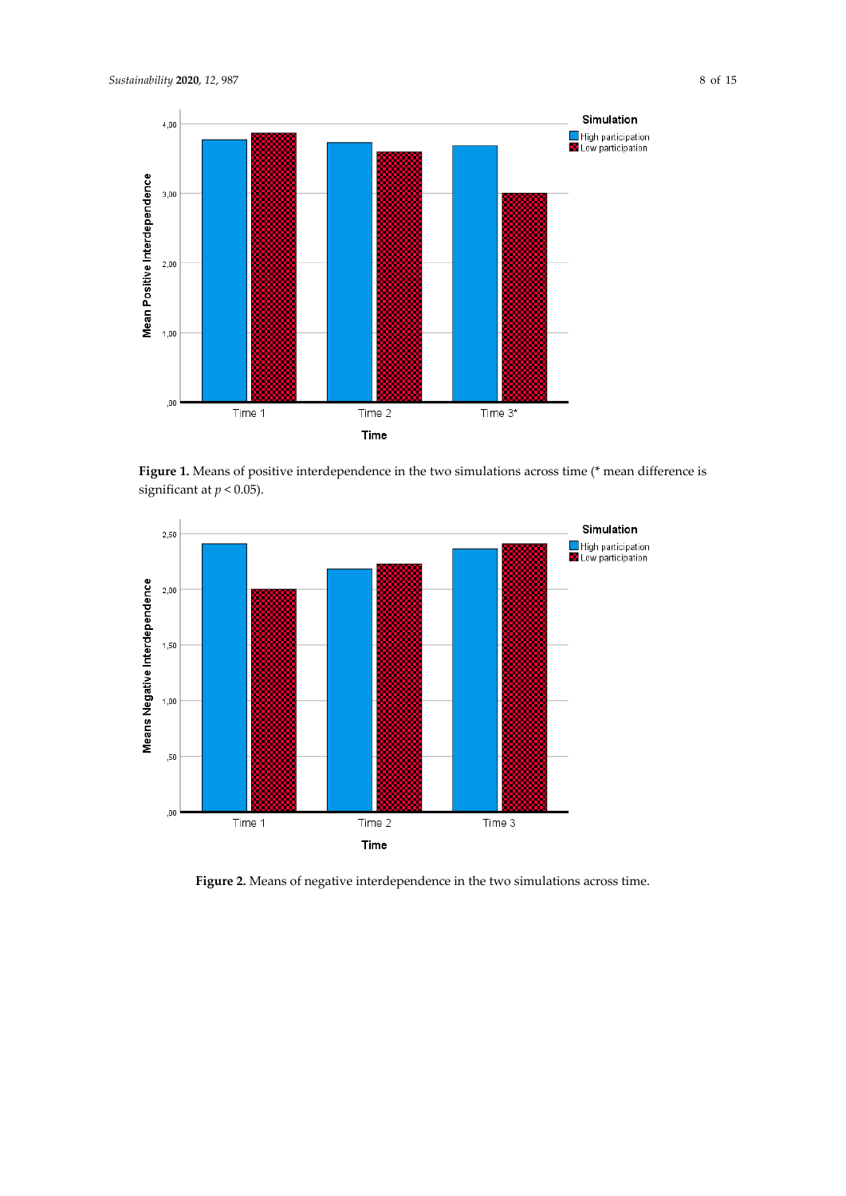Figure 1. Means of positive interdependence in the two simulations across time (* mean difference is significant at $p < 0.05$).

Figure 2. Means of negative interdependence in the two simulations across time.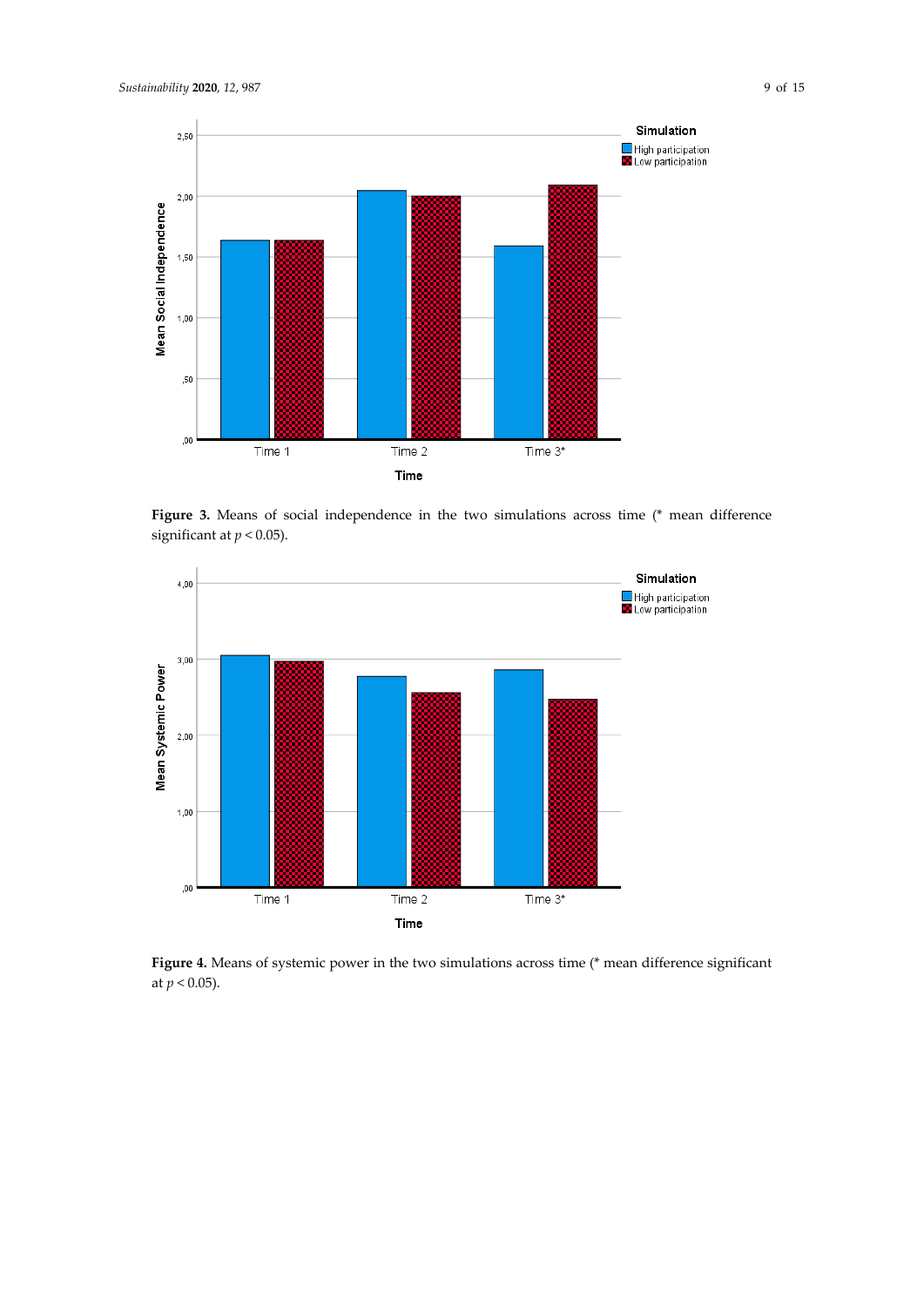**Figure 3.** Means of social independence in the two simulations across time (* mean difference significant at $p < 0.05$).

**Figure 4.** Means of systemic power in the two simulations across time (* mean difference significant at $p < 0.05$).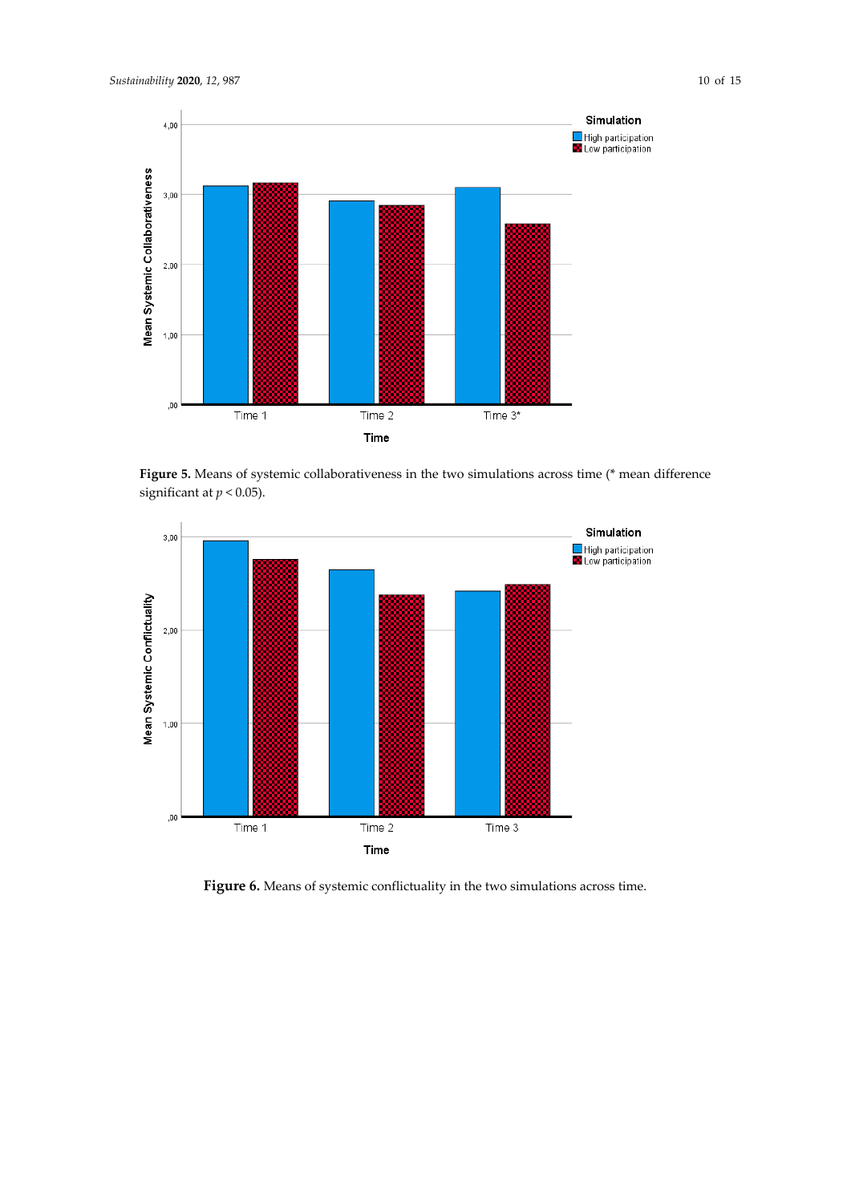Figure 5. Means of systemic collaborativeness in the two simulations across time (* mean difference significant at $p < 0.05$).

Figure 6. Means of systemic conflictuality in the two simulations across time.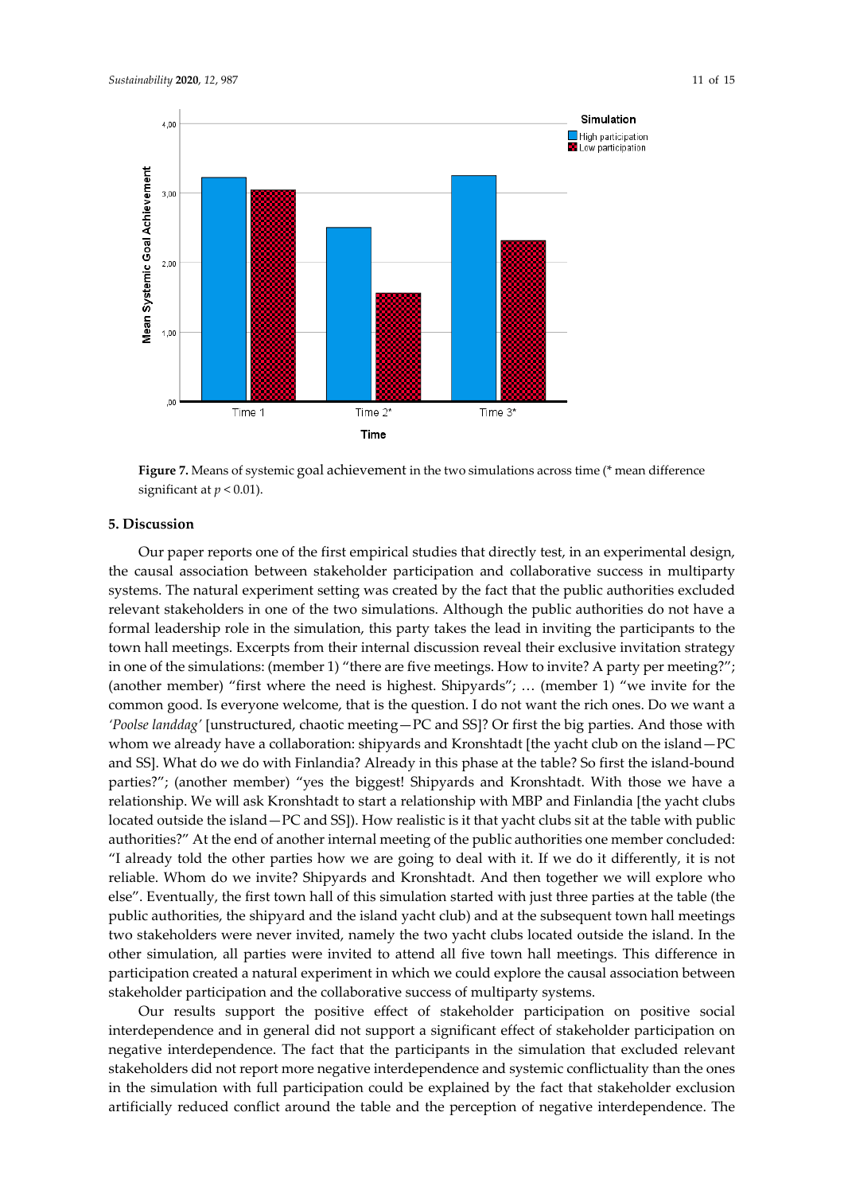Figure 7. Means of systemic goal achievement in the two simulations across time (* mean difference significant at $p < 0.01$).

## 5. Discussion

Our paper reports one of the first empirical studies that directly test, in an experimental design, the causal association between stakeholder participation and collaborative success in multiparty systems. The natural experiment setting was created by the fact that the public authorities excluded relevant stakeholders in one of the two simulations. Although the public authorities do not have a formal leadership role in the simulation, this party takes the lead in inviting the participants to the town hall meetings. Excerpts from their internal discussion reveal their exclusive invitation strategy in one of the simulations: (member 1) "there are five meetings. How to invite? A party per meeting?"; (another member) "first where the need is highest. Shipyards"; … (member 1) "we invite for the common good. Is everyone welcome, that is the question. I do not want the rich ones. Do we want a *'Poolse landdag'* [unstructured, chaotic meeting—PC and SS]? Or first the big parties. And those with whom we already have a collaboration: shipyards and Kronshtadt [the yacht club on the island—PC and SS]. What do we do with Finlandia? Already in this phase at the table? So first the island-bound parties?"; (another member) "yes the biggest! Shipyards and Kronshtadt. With those we have a relationship. We will ask Kronshtadt to start a relationship with MBP and Finlandia [the yacht clubs located outside the island—PC and SS]). How realistic is it that yacht clubs sit at the table with public authorities?" At the end of another internal meeting of the public authorities one member concluded: "I already told the other parties how we are going to deal with it. If we do it differently, it is not reliable. Whom do we invite? Shipyards and Kronshtadt. And then together we will explore who else". Eventually, the first town hall of this simulation started with just three parties at the table (the public authorities, the shipyard and the island yacht club) and at the subsequent town hall meetings two stakeholders were never invited, namely the two yacht clubs located outside the island. In the other simulation, all parties were invited to attend all five town hall meetings. This difference in participation created a natural experiment in which we could explore the causal association between stakeholder participation and the collaborative success of multiparty systems.

Our results support the positive effect of stakeholder participation on positive social interdependence and in general did not support a significant effect of stakeholder participation on negative interdependence. The fact that the participants in the simulation that excluded relevant stakeholders did not report more negative interdependence and systemic conflictuality than the ones in the simulation with full participation could be explained by the fact that stakeholder exclusion artificially reduced conflict around the table and the perception of negative interdependence. The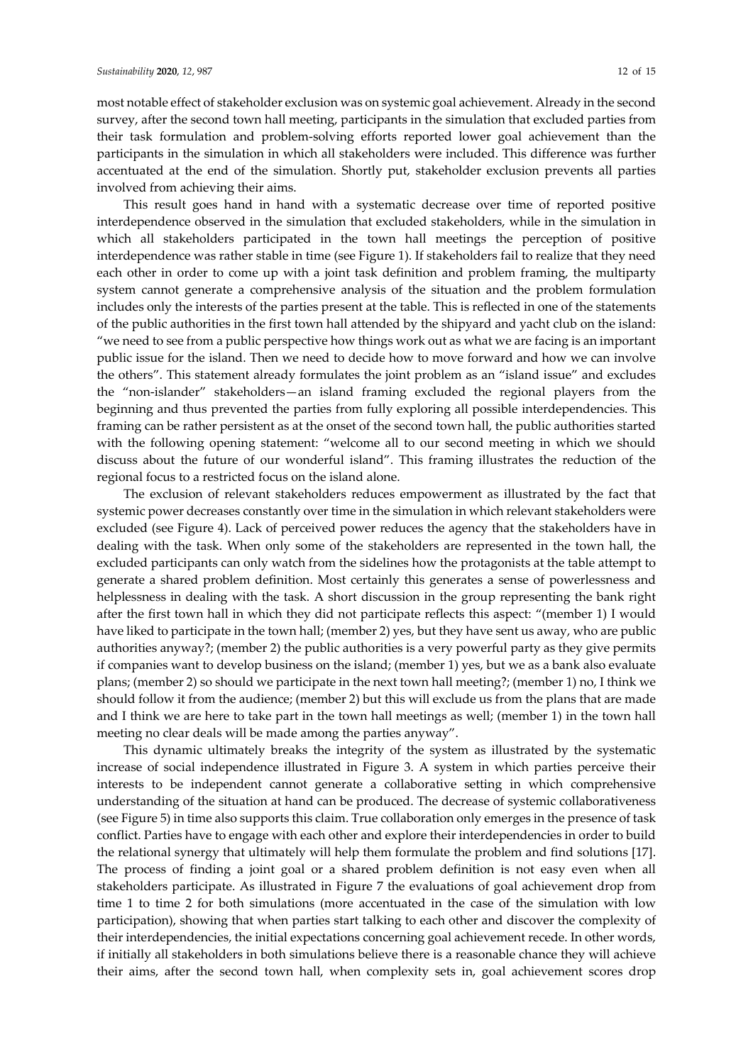most notable effect of stakeholder exclusion was on systemic goal achievement. Already in the second survey, after the second town hall meeting, participants in the simulation that excluded parties from their task formulation and problem-solving efforts reported lower goal achievement than the participants in the simulation in which all stakeholders were included. This difference was further accentuated at the end of the simulation. Shortly put, stakeholder exclusion prevents all parties involved from achieving their aims.

This result goes hand in hand with a systematic decrease over time of reported positive interdependence observed in the simulation that excluded stakeholders, while in the simulation in which all stakeholders participated in the town hall meetings the perception of positive interdependence was rather stable in time (see Figure 1). If stakeholders fail to realize that they need each other in order to come up with a joint task definition and problem framing, the multiparty system cannot generate a comprehensive analysis of the situation and the problem formulation includes only the interests of the parties present at the table. This is reflected in one of the statements of the public authorities in the first town hall attended by the shipyard and yacht club on the island: "we need to see from a public perspective how things work out as what we are facing is an important public issue for the island. Then we need to decide how to move forward and how we can involve the others". This statement already formulates the joint problem as an "island issue" and excludes the "non-islander" stakeholders—an island framing excluded the regional players from the beginning and thus prevented the parties from fully exploring all possible interdependencies. This framing can be rather persistent as at the onset of the second town hall, the public authorities started with the following opening statement: "welcome all to our second meeting in which we should discuss about the future of our wonderful island". This framing illustrates the reduction of the regional focus to a restricted focus on the island alone.

The exclusion of relevant stakeholders reduces empowerment as illustrated by the fact that systemic power decreases constantly over time in the simulation in which relevant stakeholders were excluded (see Figure 4). Lack of perceived power reduces the agency that the stakeholders have in dealing with the task. When only some of the stakeholders are represented in the town hall, the excluded participants can only watch from the sidelines how the protagonists at the table attempt to generate a shared problem definition. Most certainly this generates a sense of powerlessness and helplessness in dealing with the task. A short discussion in the group representing the bank right after the first town hall in which they did not participate reflects this aspect: "(member 1) I would have liked to participate in the town hall; (member 2) yes, but they have sent us away, who are public authorities anyway?; (member 2) the public authorities is a very powerful party as they give permits if companies want to develop business on the island; (member 1) yes, but we as a bank also evaluate plans; (member 2) so should we participate in the next town hall meeting?; (member 1) no, I think we should follow it from the audience; (member 2) but this will exclude us from the plans that are made and I think we are here to take part in the town hall meetings as well; (member 1) in the town hall meeting no clear deals will be made among the parties anyway".

This dynamic ultimately breaks the integrity of the system as illustrated by the systematic increase of social independence illustrated in Figure 3. A system in which parties perceive their interests to be independent cannot generate a collaborative setting in which comprehensive understanding of the situation at hand can be produced. The decrease of systemic collaborativeness (see Figure 5) in time also supports this claim. True collaboration only emerges in the presence of task conflict. Parties have to engage with each other and explore their interdependencies in order to build the relational synergy that ultimately will help them formulate the problem and find solutions [17]. The process of finding a joint goal or a shared problem definition is not easy even when all stakeholders participate. As illustrated in Figure 7 the evaluations of goal achievement drop from time 1 to time 2 for both simulations (more accentuated in the case of the simulation with low participation), showing that when parties start talking to each other and discover the complexity of their interdependencies, the initial expectations concerning goal achievement recede. In other words, if initially all stakeholders in both simulations believe there is a reasonable chance they will achieve their aims, after the second town hall, when complexity sets in, goal achievement scores drop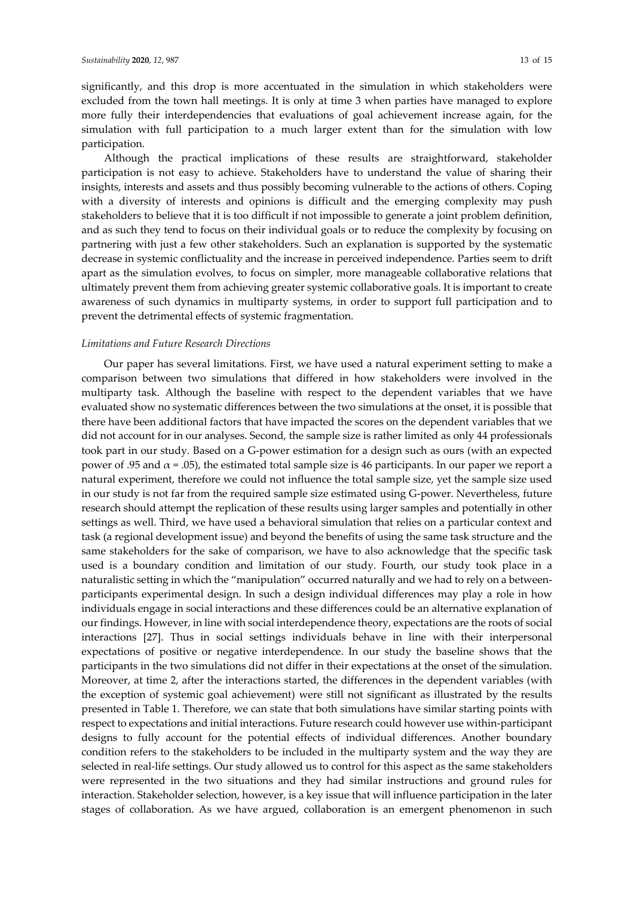significantly, and this drop is more accentuated in the simulation in which stakeholders were excluded from the town hall meetings. It is only at time 3 when parties have managed to explore more fully their interdependencies that evaluations of goal achievement increase again, for the simulation with full participation to a much larger extent than for the simulation with low participation.

Although the practical implications of these results are straightforward, stakeholder participation is not easy to achieve. Stakeholders have to understand the value of sharing their insights, interests and assets and thus possibly becoming vulnerable to the actions of others. Coping with a diversity of interests and opinions is difficult and the emerging complexity may push stakeholders to believe that it is too difficult if not impossible to generate a joint problem definition, and as such they tend to focus on their individual goals or to reduce the complexity by focusing on partnering with just a few other stakeholders. Such an explanation is supported by the systematic decrease in systemic conflictuality and the increase in perceived independence. Parties seem to drift apart as the simulation evolves, to focus on simpler, more manageable collaborative relations that ultimately prevent them from achieving greater systemic collaborative goals. It is important to create awareness of such dynamics in multiparty systems, in order to support full participation and to prevent the detrimental effects of systemic fragmentation.

*Limitations and Future Research Directions*

Our paper has several limitations. First, we have used a natural experiment setting to make a comparison between two simulations that differed in how stakeholders were involved in the multiparty task. Although the baseline with respect to the dependent variables that we have evaluated show no systematic differences between the two simulations at the onset, it is possible that there have been additional factors that have impacted the scores on the dependent variables that we did not account for in our analyses. Second, the sample size is rather limited as only 44 professionals took part in our study. Based on a G-power estimation for a design such as ours (with an expected power of .95 and $\alpha$ = .05), the estimated total sample size is 46 participants. In our paper we report a natural experiment, therefore we could not influence the total sample size, yet the sample size used in our study is not far from the required sample size estimated using G-power. Nevertheless, future research should attempt the replication of these results using larger samples and potentially in other settings as well. Third, we have used a behavioral simulation that relies on a particular context and task (a regional development issue) and beyond the benefits of using the same task structure and the same stakeholders for the sake of comparison, we have to also acknowledge that the specific task used is a boundary condition and limitation of our study. Fourth, our study took place in a naturalistic setting in which the "manipulation" occurred naturally and we had to rely on a between-participants experimental design. In such a design individual differences may play a role in how individuals engage in social interactions and these differences could be an alternative explanation of our findings. However, in line with social interdependence theory, expectations are the roots of social interactions [27]. Thus in social settings individuals behave in line with their interpersonal expectations of positive or negative interdependence. In our study the baseline shows that the participants in the two simulations did not differ in their expectations at the onset of the simulation. Moreover, at time 2, after the interactions started, the differences in the dependent variables (with the exception of systemic goal achievement) were still not significant as illustrated by the results presented in Table 1. Therefore, we can state that both simulations have similar starting points with respect to expectations and initial interactions. Future research could however use within-participant designs to fully account for the potential effects of individual differences. Another boundary condition refers to the stakeholders to be included in the multiparty system and the way they are selected in real-life settings. Our study allowed us to control for this aspect as the same stakeholders were represented in the two situations and they had similar instructions and ground rules for interaction. Stakeholder selection, however, is a key issue that will influence participation in the later stages of collaboration. As we have argued, collaboration is an emergent phenomenon in such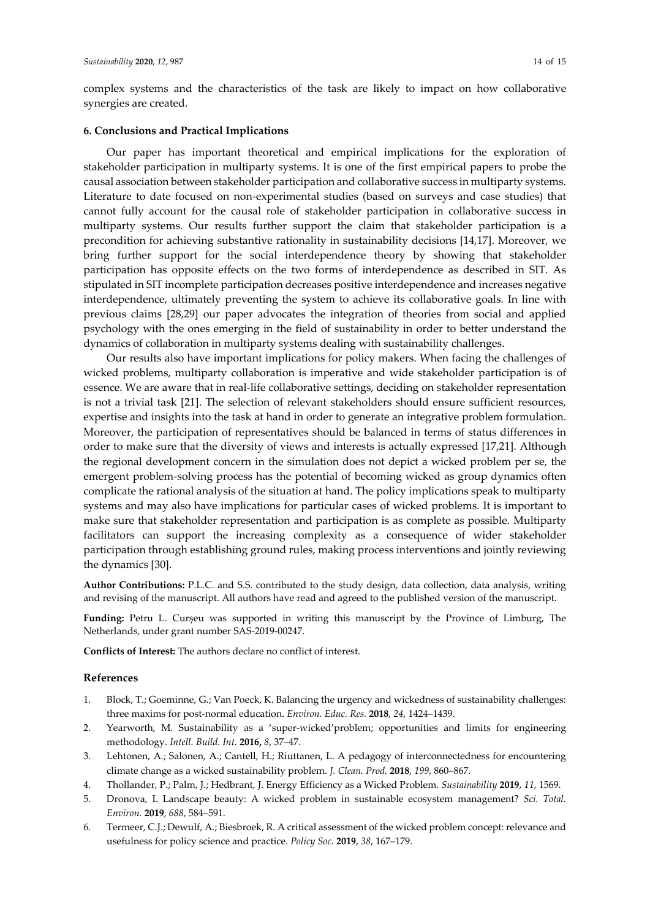complex systems and the characteristics of the task are likely to impact on how collaborative synergies are created.

### 6. Conclusions and Practical Implications

Our paper has important theoretical and empirical implications for the exploration of stakeholder participation in multiparty systems. It is one of the first empirical papers to probe the causal association between stakeholder participation and collaborative success in multiparty systems. Literature to date focused on non-experimental studies (based on surveys and case studies) that cannot fully account for the causal role of stakeholder participation in collaborative success in multiparty systems. Our results further support the claim that stakeholder participation is a precondition for achieving substantive rationality in sustainability decisions [14,17]. Moreover, we bring further support for the social interdependence theory by showing that stakeholder participation has opposite effects on the two forms of interdependence as described in SIT. As stipulated in SIT incomplete participation decreases positive interdependence and increases negative interdependence, ultimately preventing the system to achieve its collaborative goals. In line with previous claims [28,29] our paper advocates the integration of theories from social and applied psychology with the ones emerging in the field of sustainability in order to better understand the dynamics of collaboration in multiparty systems dealing with sustainability challenges.

Our results also have important implications for policy makers. When facing the challenges of wicked problems, multiparty collaboration is imperative and wide stakeholder participation is of essence. We are aware that in real-life collaborative settings, deciding on stakeholder representation is not a trivial task [21]. The selection of relevant stakeholders should ensure sufficient resources, expertise and insights into the task at hand in order to generate an integrative problem formulation. Moreover, the participation of representatives should be balanced in terms of status differences in order to make sure that the diversity of views and interests is actually expressed [17,21]. Although the regional development concern in the simulation does not depict a wicked problem per se, the emergent problem-solving process has the potential of becoming wicked as group dynamics often complicate the rational analysis of the situation at hand. The policy implications speak to multiparty systems and may also have implications for particular cases of wicked problems. It is important to make sure that stakeholder representation and participation is as complete as possible. Multiparty facilitators can support the increasing complexity as a consequence of wider stakeholder participation through establishing ground rules, making process interventions and jointly reviewing the dynamics [30].

**Author Contributions:** P.L.C. and S.S. contributed to the study design, data collection, data analysis, writing and revising of the manuscript. All authors have read and agreed to the published version of the manuscript.

**Funding:** Petru L. Curșeu was supported in writing this manuscript by the Province of Limburg, The Netherlands, under grant number SAS-2019-00247.

**Conflicts of Interest:** The authors declare no conflict of interest.

## References

1. Block, T.; Goeminne, G.; Van Poeck, K. Balancing the urgency and wickedness of sustainability challenges: three maxims for post-normal education. *Environ. Educ. Res.* **2018**, *24*, 1424–1439.
2. Yearworth, M. Sustainability as a 'super-wicked'problem; opportunities and limits for engineering methodology. *Intell. Build. Int.* **2016,** *8*, 37–47.
3. Lehtonen, A.; Salonen, A.; Cantell, H.; Riuttanen, L. A pedagogy of interconnectedness for encountering climate change as a wicked sustainability problem. *J. Clean. Prod.* **2018**, *199*, 860–867.
4. Thollander, P.; Palm, J.; Hedbrant, J. Energy Efficiency as a Wicked Problem. *Sustainability* **2019**, *11*, 1569.
5. Dronova, I. Landscape beauty: A wicked problem in sustainable ecosystem management? *Sci. Total. Environ.* **2019**, *688*, 584–591.
6. Termeer, C.J.; Dewulf, A.; Biesbroek, R. A critical assessment of the wicked problem concept: relevance and usefulness for policy science and practice. *Policy Soc.* **2019**, *38*, 167–179.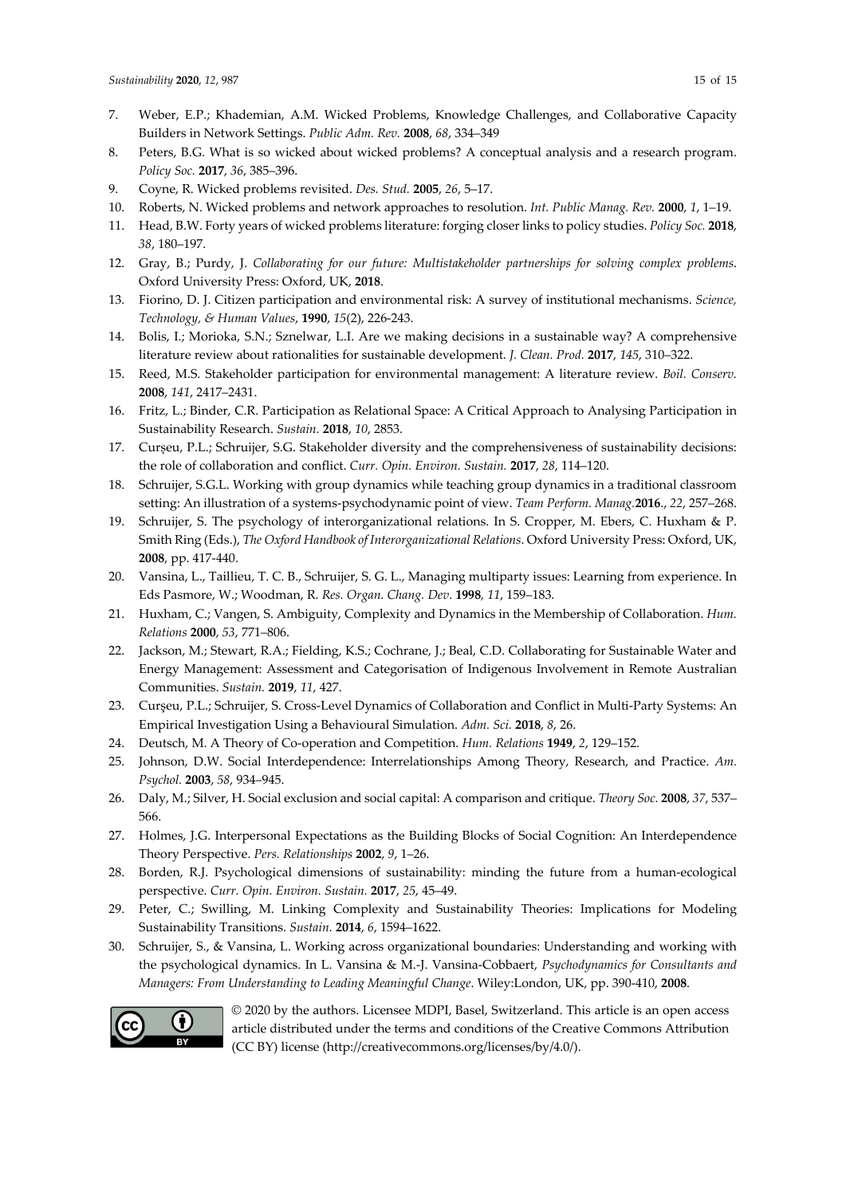7. Weber, E.P.; Khademian, A.M. Wicked Problems, Knowledge Challenges, and Collaborative Capacity Builders in Network Settings. *Public Adm. Rev.* **2008**, *68*, 334–349
8. Peters, B.G. What is so wicked about wicked problems? A conceptual analysis and a research program. *Policy Soc.* **2017**, *36*, 385–396.
9. Coyne, R. Wicked problems revisited. *Des. Stud.* **2005**, *26*, 5–17.
10. Roberts, N. Wicked problems and network approaches to resolution. *Int. Public Manag. Rev.* **2000**, *1*, 1–19.
11. Head, B.W. Forty years of wicked problems literature: forging closer links to policy studies. *Policy Soc.* **2018**, *38*, 180–197.
12. Gray, B.; Purdy, J. *Collaborating for our future: Multistakeholder partnerships for solving complex problems*. Oxford University Press: Oxford, UK, **2018**.
13. Fiorino, D. J. Citizen participation and environmental risk: A survey of institutional mechanisms. *Science, Technology, & Human Values*, **1990**, *15*(2), 226-243.
14. Bolis, I.; Morioka, S.N.; Sznelwar, L.I. Are we making decisions in a sustainable way? A comprehensive literature review about rationalities for sustainable development. *J. Clean. Prod.* **2017**, *145*, 310–322.
15. Reed, M.S. Stakeholder participation for environmental management: A literature review. *Boil. Conserv.* **2008**, *141*, 2417–2431.
16. Fritz, L.; Binder, C.R. Participation as Relational Space: A Critical Approach to Analysing Participation in Sustainability Research. *Sustain.* **2018**, *10*, 2853.
17. Curșeu, P.L.; Schruijer, S.G. Stakeholder diversity and the comprehensiveness of sustainability decisions: the role of collaboration and conflict. *Curr. Opin. Environ. Sustain.* **2017**, *28*, 114–120.
18. Schruijer, S.G.L. Working with group dynamics while teaching group dynamics in a traditional classroom setting: An illustration of a systems-psychodynamic point of view. *Team Perform. Manag.***2016**., *22*, 257–268.
19. Schruijer, S. The psychology of interorganizational relations. In S. Cropper, M. Ebers, C. Huxham & P. Smith Ring (Eds.), *The Oxford Handbook of Interorganizational Relations*. Oxford University Press: Oxford, UK, **2008**, pp. 417-440.
20. Vansina, L., Taillieu, T. C. B., Schruijer, S. G. L., Managing multiparty issues: Learning from experience. In Eds Pasmore, W.; Woodman, R. *Res. Organ. Chang. Dev*. **1998**, *11*, 159–183.
21. Huxham, C.; Vangen, S. Ambiguity, Complexity and Dynamics in the Membership of Collaboration. *Hum. Relations* **2000**, *53*, 771–806.
22. Jackson, M.; Stewart, R.A.; Fielding, K.S.; Cochrane, J.; Beal, C.D. Collaborating for Sustainable Water and Energy Management: Assessment and Categorisation of Indigenous Involvement in Remote Australian Communities. *Sustain.* **2019**, *11*, 427.
23. Curșeu, P.L.; Schruijer, S. Cross-Level Dynamics of Collaboration and Conflict in Multi-Party Systems: An Empirical Investigation Using a Behavioural Simulation. *Adm. Sci.* **2018**, *8*, 26.
24. Deutsch, M. A Theory of Co-operation and Competition. *Hum. Relations* **1949**, *2*, 129–152.
25. Johnson, D.W. Social Interdependence: Interrelationships Among Theory, Research, and Practice. *Am. Psychol.* **2003**, *58*, 934–945.
26. Daly, M.; Silver, H. Social exclusion and social capital: A comparison and critique. *Theory Soc.* **2008**, *37*, 537–566.
27. Holmes, J.G. Interpersonal Expectations as the Building Blocks of Social Cognition: An Interdependence Theory Perspective. *Pers. Relationships* **2002**, *9*, 1–26.
28. Borden, R.J. Psychological dimensions of sustainability: minding the future from a human-ecological perspective. *Curr. Opin. Environ. Sustain.* **2017**, *25*, 45–49.
29. Peter, C.; Swilling, M. Linking Complexity and Sustainability Theories: Implications for Modeling Sustainability Transitions. *Sustain.* **2014**, *6*, 1594–1622.
30. Schruijer, S., & Vansina, L. Working across organizational boundaries: Understanding and working with the psychological dynamics. In L. Vansina & M.-J. Vansina-Cobbaert, *Psychodynamics for Consultants and Managers: From Understanding to Leading Meaningful Change*. Wiley:London, UK, pp. 390-410, **2008**.

© 2020 by the authors. Licensee MDPI, Basel, Switzerland. This article is an open access article distributed under the terms and conditions of the Creative Commons Attribution (CC BY) license (http://creativecommons.org/licenses/by/4.0/).